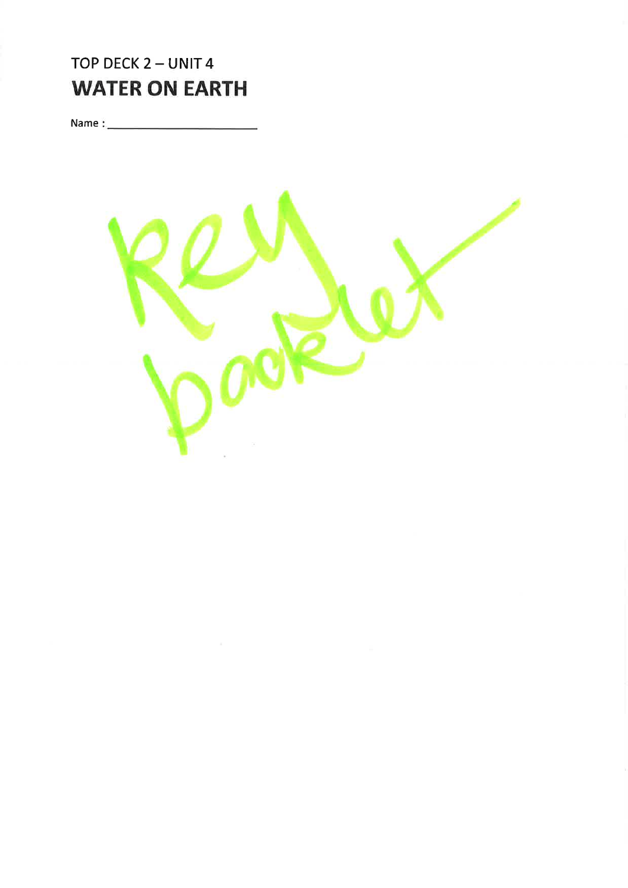TOP DECK 2 – UNIT 4

# WATER ON EARTH

Name : ________________________

Key booklet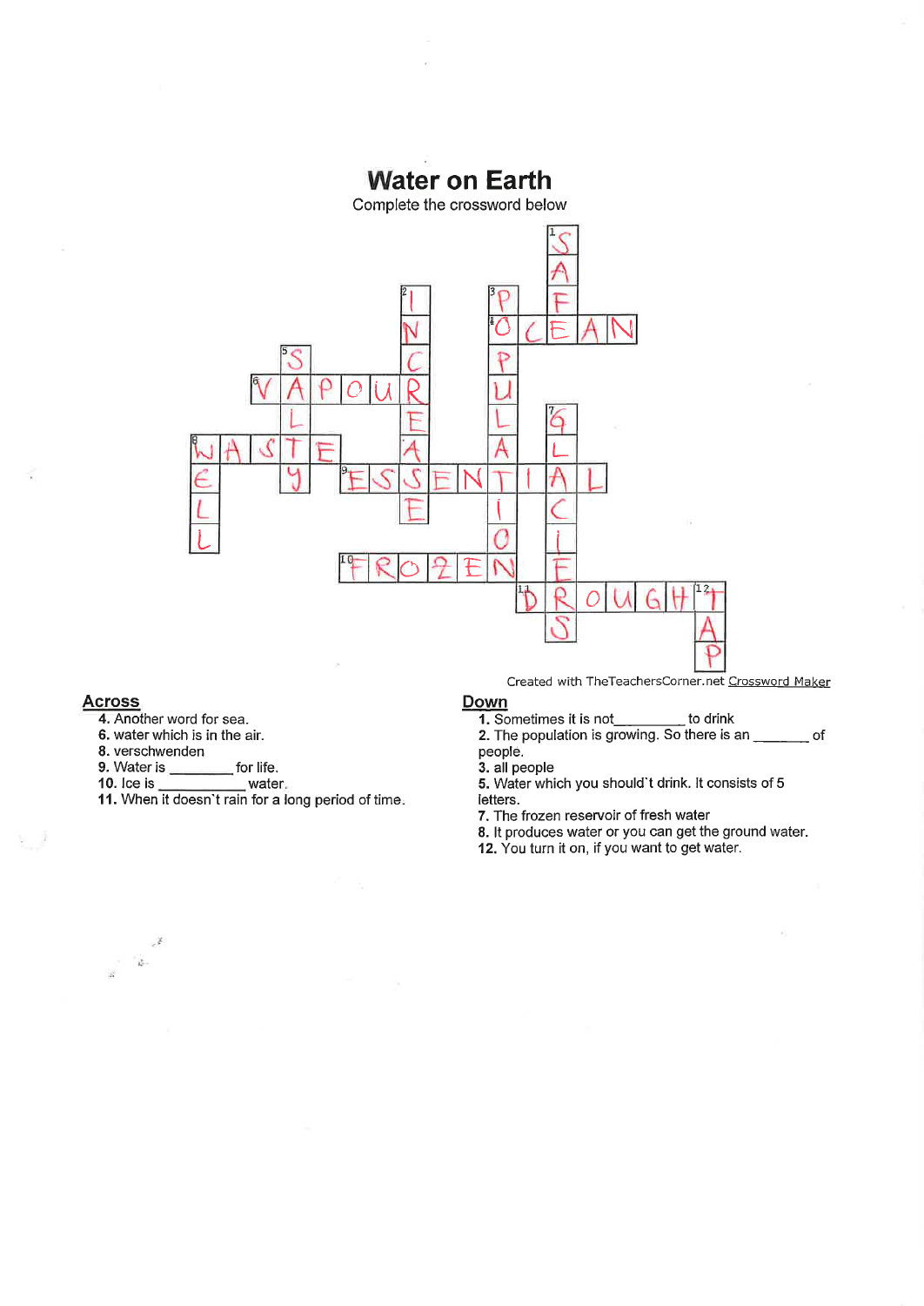# Water on Earth

Complete the crossword below

Created with TheTeachersCorner.net Crossword Maker

## Across

4. Another word for sea.
6. water which is in the air.
8. verschwenden
9. Water is ________ for life.
10. Ice is ___________ water.
11. When it doesn't rain for a long period of time.

## Down

1. Sometimes it is not_________ to drink
2. The population is growing. So there is an _______ of people.
3. all people
5. Water which you should't drink. It consists of 5 letters.
7. The frozen reservoir of fresh water
8. It produces water or you can get the ground water.
12. You turn it on, if you want to get water.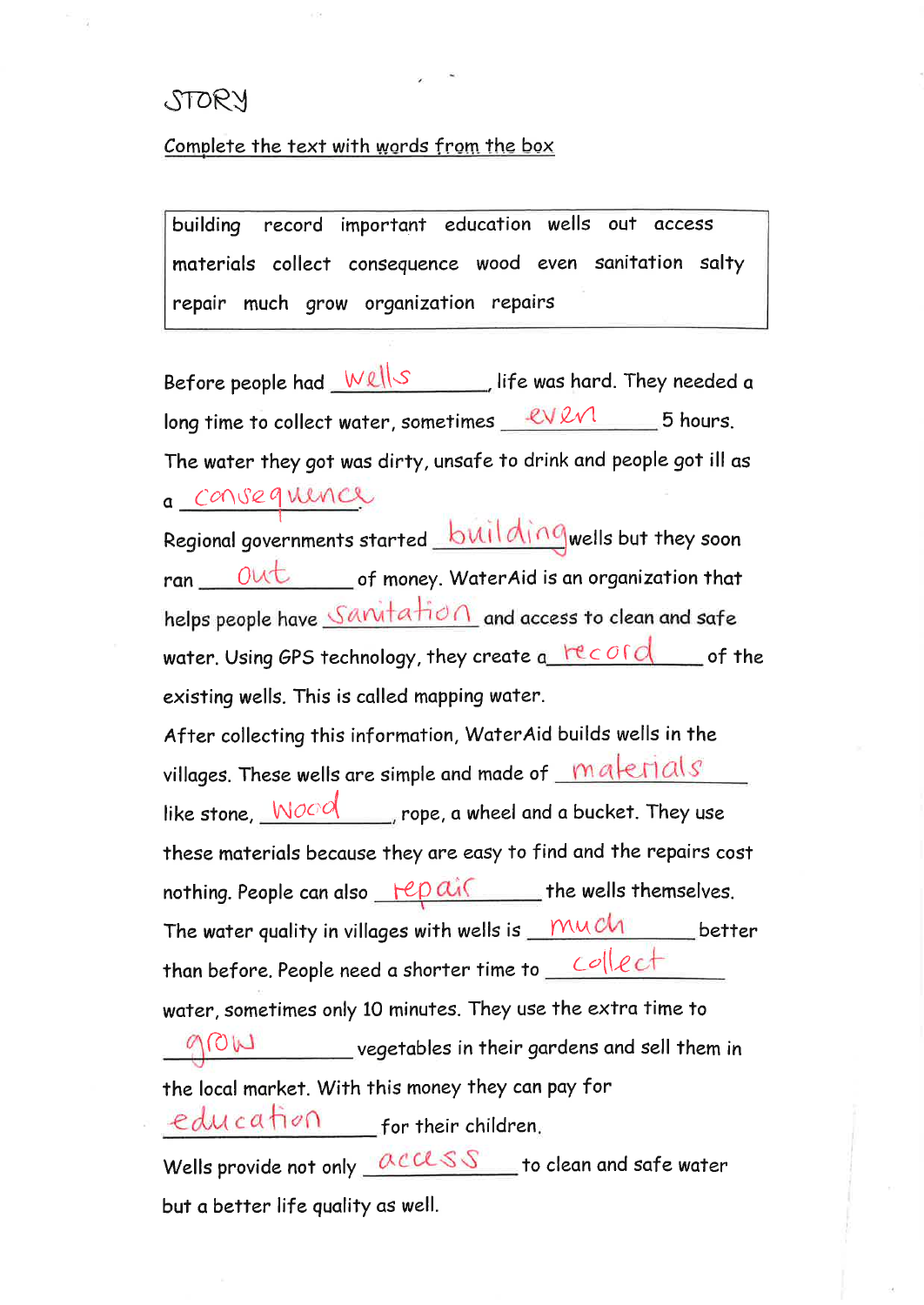STORY

Complete the text with words from the box

| | | | | | | |
|---|---|---|---|---|---|---|
| building | record | important | education | wells | out | access |
| materials | collect | consequence | wood | even | sanitation | salty |
| repair | much | grow | organization | repairs | | |

Before people had wells, life was hard. They needed a long time to collect water, sometimes even 5 hours. The water they got was dirty, unsafe to drink and people got ill as a consequence.

Regional governments started building wells but they soon ran out of money. WaterAid is an organization that helps people have sanitation and access to clean and safe water. Using GPS technology, they create a record of the existing wells. This is called mapping water.

After collecting this information, WaterAid builds wells in the villages. These wells are simple and made of materials like stone, wood, rope, a wheel and a bucket. They use these materials because they are easy to find and the repairs cost nothing. People can also repair the wells themselves.

The water quality in villages with wells is much better than before. People need a shorter time to collect water, sometimes only 10 minutes. They use the extra time to grow vegetables in their gardens and sell them in the local market. With this money they can pay for education for their children.

Wells provide not only access to clean and safe water but a better life quality as well.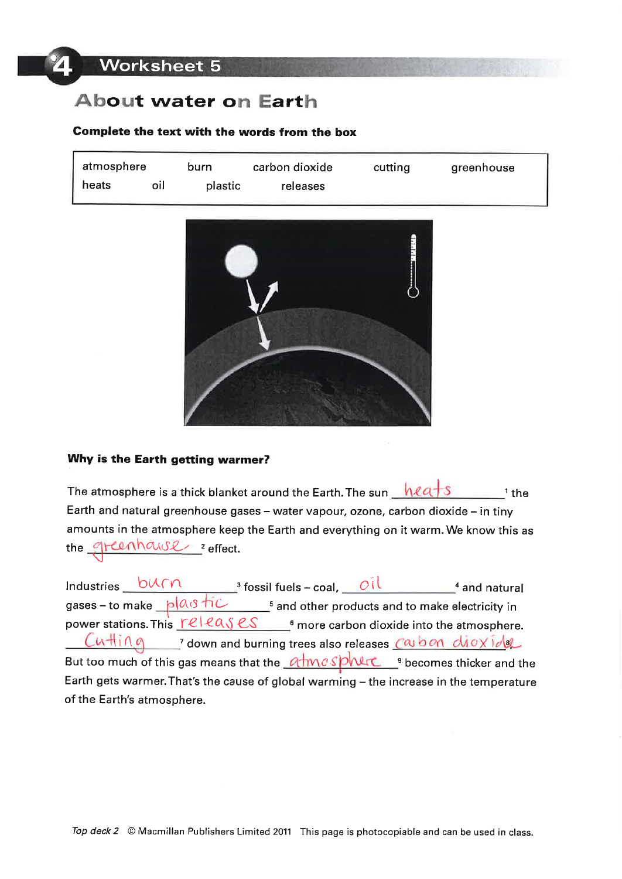# 4 Worksheet 5

## About water on Earth

**Complete the text with the words from the box**

| | | | | |
|---|---|---|---|---|
| atmosphere | burn | carbon dioxide | cutting | greenhouse |
| heats | oil | plastic | releases | |

### Why is the Earth getting warmer?

The atmosphere is a thick blanket around the Earth. The sun heats[1] the Earth and natural greenhouse gases – water vapour, ozone, carbon dioxide – in tiny amounts in the atmosphere keep the Earth and everything on it warm. We know this as the greenhouse[2] effect.

Industries burn[3] fossil fuels – coal, oil[4] and natural gases – to make plastic[5] and other products and to make electricity in power stations. This releases[6] more carbon dioxide into the atmosphere. Cutting[7] down and burning trees also releases carbon dioxide[8]. But too much of this gas means that the atmosphere[9] becomes thicker and the Earth gets warmer. That's the cause of global warming – the increase in the temperature of the Earth's atmosphere.

*Top deck 2* © Macmillan Publishers Limited 2011 This page is photocopiable and can be used in class.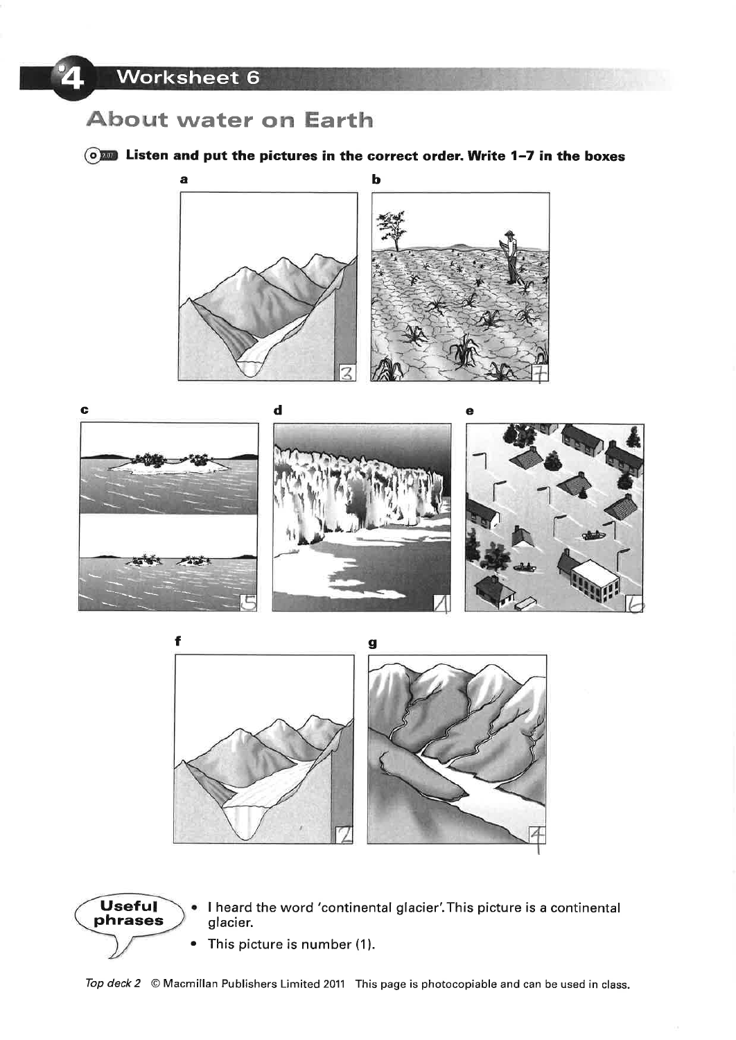# Worksheet 6

## About water on Earth

**Listen and put the pictures in the correct order. Write 1–7 in the boxes**

a 3

b 7

c 5

d 1

e 6

f 2

g 4

**Useful phrases**

- I heard the word 'continental glacier'. This picture is a continental glacier.
- This picture is number (1).

*Top deck 2* © Macmillan Publishers Limited 2011 This page is photocopiable and can be used in class.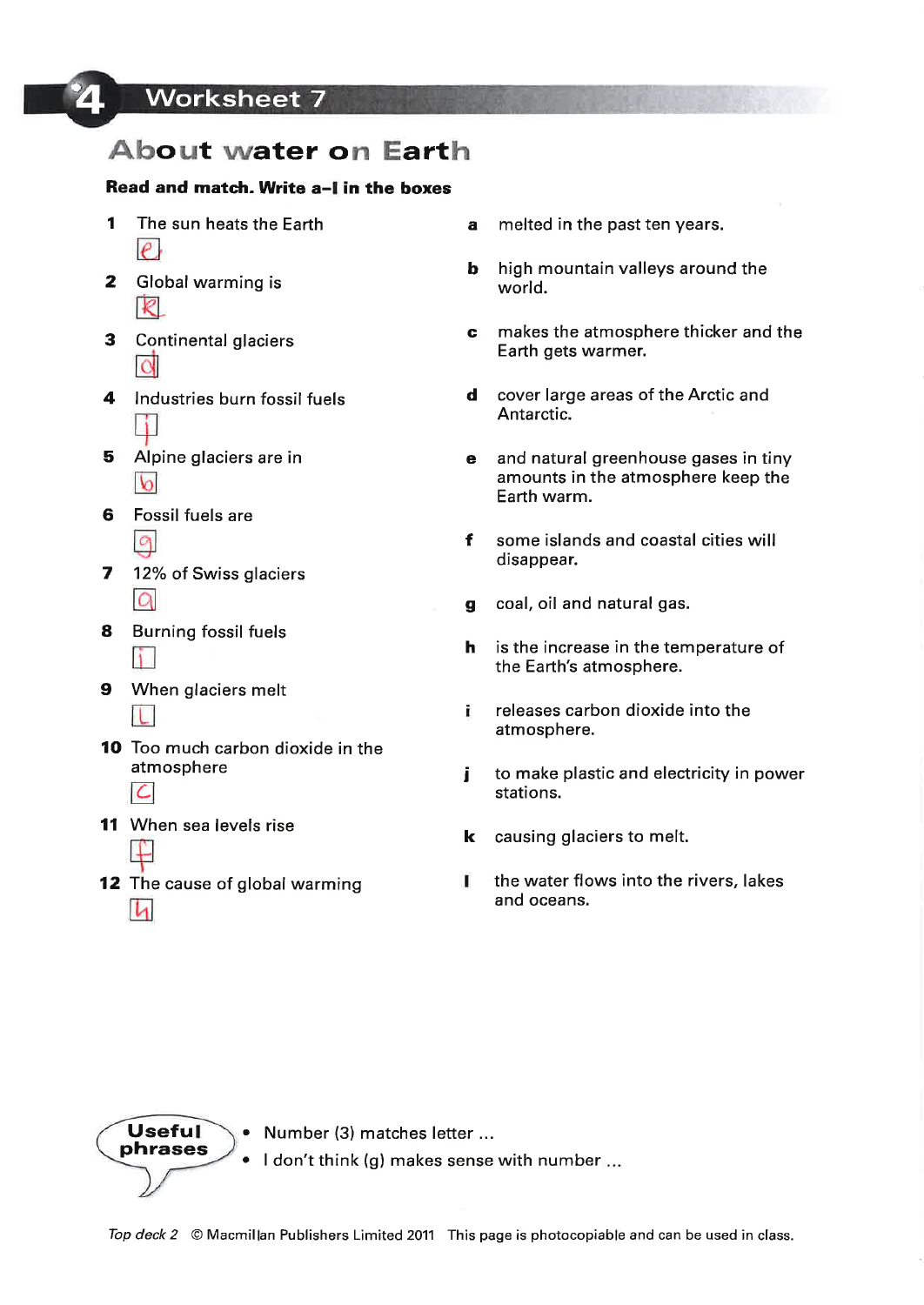# 4 Worksheet 7

## About water on Earth

**Read and match. Write a–l in the boxes**

1. The sun heats the Earth [e]
2. Global warming is [k]
3. Continental glaciers [d]
4. Industries burn fossil fuels [j]
5. Alpine glaciers are in [b]
6. Fossil fuels are [g]
7. 12% of Swiss glaciers [a]
8. Burning fossil fuels [i]
9. When glaciers melt [l]
10. Too much carbon dioxide in the atmosphere [c]
11. When sea levels rise [f]
12. The cause of global warming [h]

a. melted in the past ten years.

b. high mountain valleys around the world.

c. makes the atmosphere thicker and the Earth gets warmer.

d. cover large areas of the Arctic and Antarctic.

e. and natural greenhouse gases in tiny amounts in the atmosphere keep the Earth warm.

f. some islands and coastal cities will disappear.

g. coal, oil and natural gas.

h. is the increase in the temperature of the Earth's atmosphere.

i. releases carbon dioxide into the atmosphere.

j. to make plastic and electricity in power stations.

k. causing glaciers to melt.

l. the water flows into the rivers, lakes and oceans.

**Useful phrases**

- Number (3) matches letter ...
- I don't think (g) makes sense with number ...

*Top deck 2* © Macmillan Publishers Limited 2011 This page is photocopiable and can be used in class.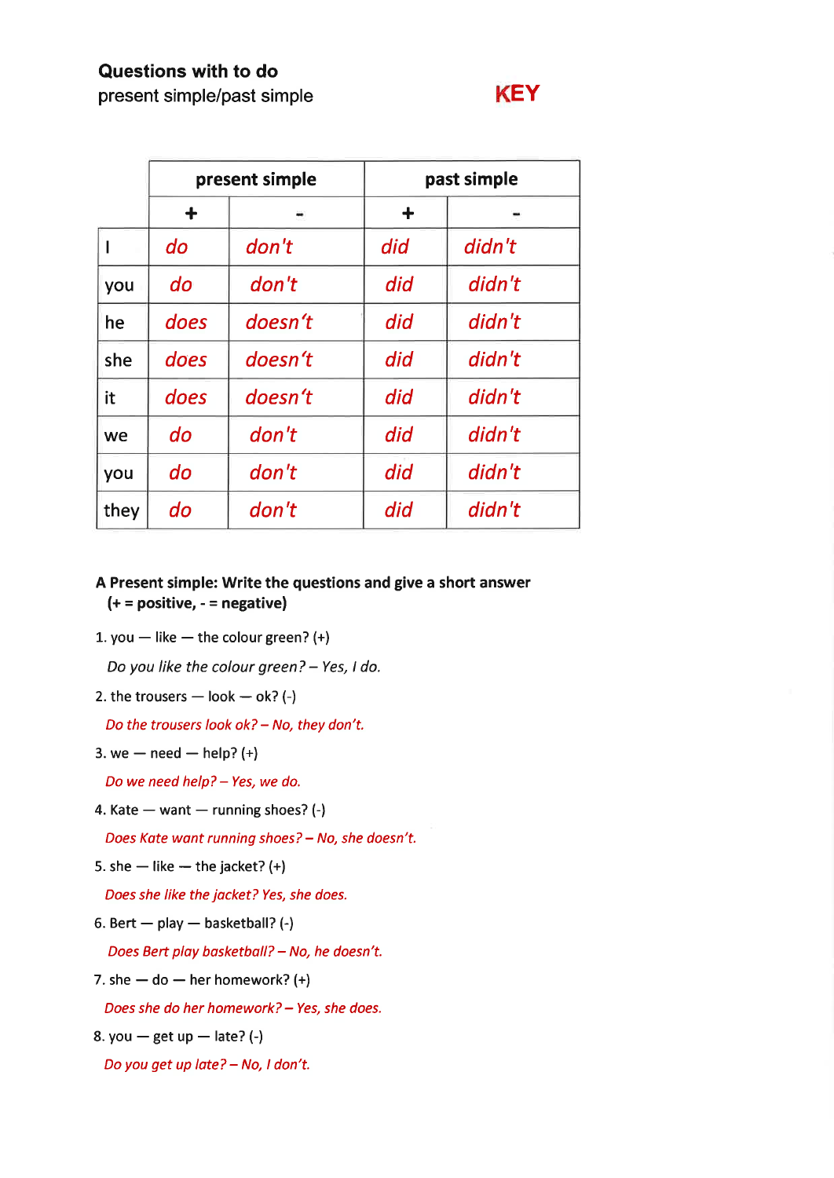**Questions with to do**
present simple/past simple

**KEY**

| | present simple | | past simple | |
|---|---|---|---|---|
| | + | - | + | - |
| I | *do* | *don't* | *did* | *didn't* |
| you | *do* | *don't* | *did* | *didn't* |
| he | *does* | *doesn't* | *did* | *didn't* |
| she | *does* | *doesn't* | *did* | *didn't* |
| it | *does* | *doesn't* | *did* | *didn't* |
| we | *do* | *don't* | *did* | *didn't* |
| you | *do* | *don't* | *did* | *didn't* |
| they | *do* | *don't* | *did* | *didn't* |

**A Present simple: Write the questions and give a short answer (+ = positive, - = negative)**

1. you — like — the colour green? (+)

   *Do you like the colour green? – Yes, I do.*

2. the trousers — look — ok? (-)

   *Do the trousers look ok? – No, they don't.*

3. we — need — help? (+)

   *Do we need help? – Yes, we do.*

4. Kate — want — running shoes? (-)

   *Does Kate want running shoes? – No, she doesn't.*

5. she — like — the jacket? (+)

   *Does she like the jacket? Yes, she does.*

6. Bert — play — basketball? (-)

   *Does Bert play basketball? – No, he doesn't.*

7. she — do — her homework? (+)

   *Does she do her homework? – Yes, she does.*

8. you — get up — late? (-)

   *Do you get up late? – No, I don't.*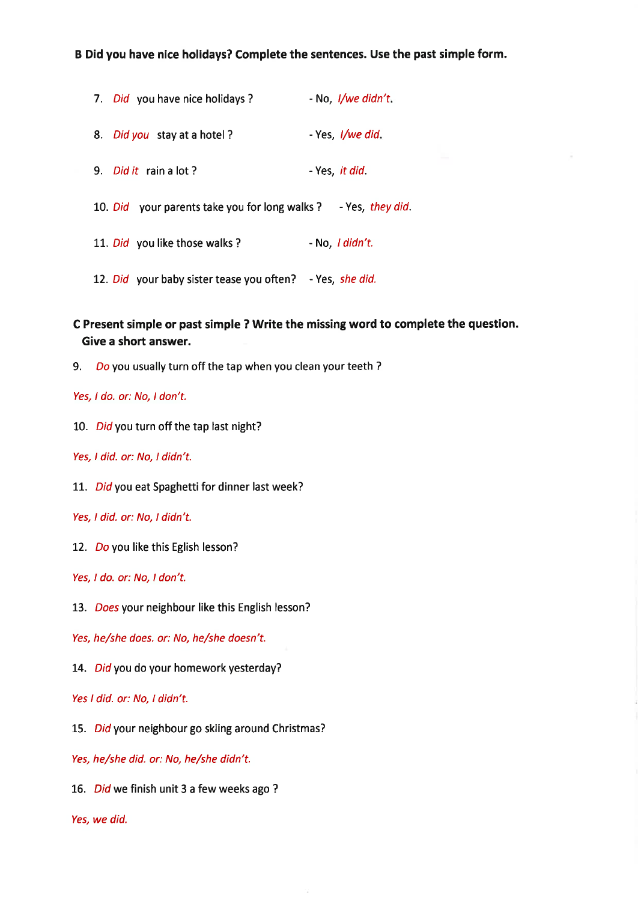**B Did you have nice holidays? Complete the sentences. Use the past simple form.**

7. *Did* you have nice holidays ? - No, *I/we didn't*.
8. *Did you* stay at a hotel ? - Yes, *I/we did*.
9. *Did it* rain a lot ? - Yes, *it did*.
10. *Did* your parents take you for long walks ? - Yes, *they did*.
11. *Did* you like those walks ? - No, *I didn't.*
12. *Did* your baby sister tease you often? - Yes, *she did.*

**C Present simple or past simple ? Write the missing word to complete the question. Give a short answer.**

9. *Do* you usually turn off the tap when you clean your teeth ?

*Yes, I do. or: No, I don't.*

10. *Did* you turn off the tap last night?

*Yes, I did. or: No, I didn't.*

11. *Did* you eat Spaghetti for dinner last week?

*Yes, I did. or: No, I didn't.*

12. *Do* you like this Eglish lesson?

*Yes, I do. or: No, I don't.*

13. *Does* your neighbour like this English lesson?

*Yes, he/she does. or: No, he/she doesn't.*

14. *Did* you do your homework yesterday?

*Yes I did. or: No, I didn't.*

15. *Did* your neighbour go skiing around Christmas?

*Yes, he/she did. or: No, he/she didn't.*

16. *Did* we finish unit 3 a few weeks ago ?

*Yes, we did.*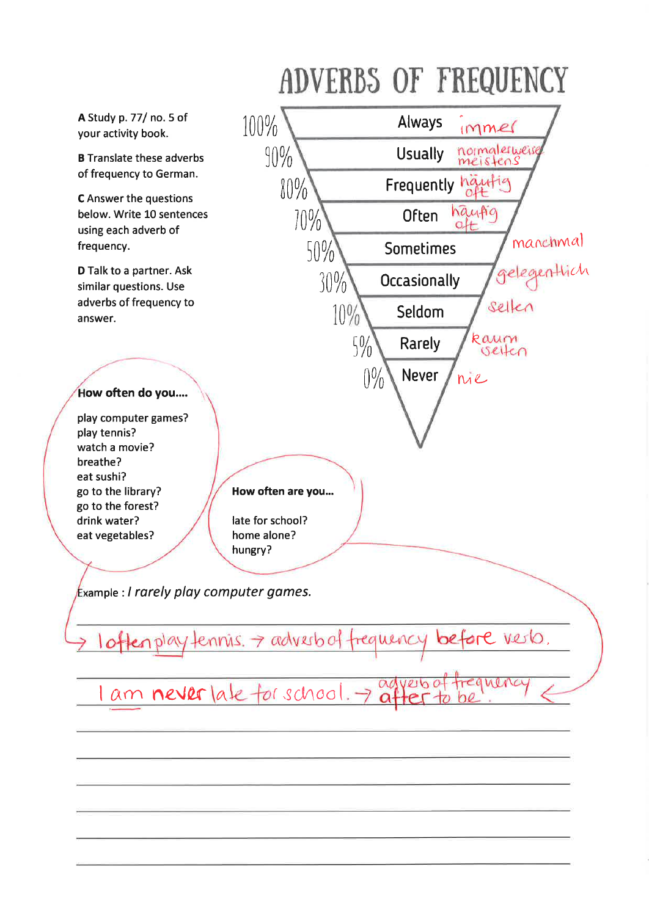# ADVERBS OF FREQUENCY

**A** Study p. 77/ no. 5 of your activity book.

**B** Translate these adverbs of frequency to German.

**C** Answer the questions below. Write 10 sentences using each adverb of frequency.

**D** Talk to a partner. Ask similar questions. Use adverbs of frequency to answer.

| | | |
|---|---|---|
| 100% | Always | immer |
| 90% | Usually | normalerweise, meistens |
| 80% | Frequently | häufig, oft |
| 70% | Often | häufig, oft |
| 50% | Sometimes | manchmal |
| 30% | Occasionally | gelegentlich |
| 10% | Seldom | selten |
| 5% | Rarely | kaum, selten |
| 0% | Never | nie |

**How often do you….**

play computer games?
play tennis?
watch a movie?
breathe?
eat sushi?
go to the library?
go to the forest?
drink water?
eat vegetables?

**How often are you…**

late for school?
home alone?
hungry?

Example : *I rarely play computer games.*

I often play tennis. → adverb of frequency before verb.

I am never late for school. → adverb of frequency after to be.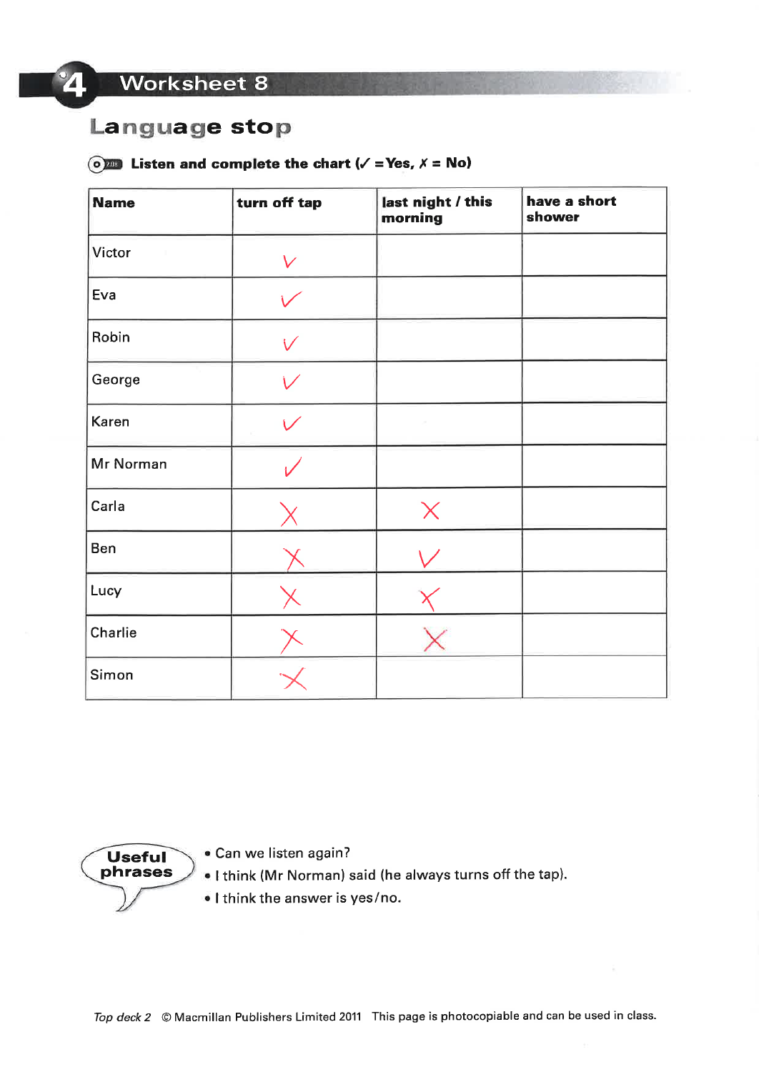# 4 Worksheet 8

## Language stop

**Listen and complete the chart (✓ = Yes, ✗ = No)**

| Name | turn off tap | last night / this morning | have a short shower |
|---|---|---|---|
| Victor | ✓ | | |
| Eva | ✓ | | |
| Robin | ✓ | | |
| George | ✓ | | |
| Karen | ✓ | | |
| Mr Norman | ✓ | | |
| Carla | ✗ | ✗ | |
| Ben | ✗ | ✓ | |
| Lucy | ✗ | ✗ | |
| Charlie | ✗ | ✗ | |
| Simon | ✗ | | |

**Useful phrases**

- Can we listen again?
- I think (Mr Norman) said (he always turns off the tap).
- I think the answer is yes/no.

*Top deck 2* © Macmillan Publishers Limited 2011 This page is photocopiable and can be used in class.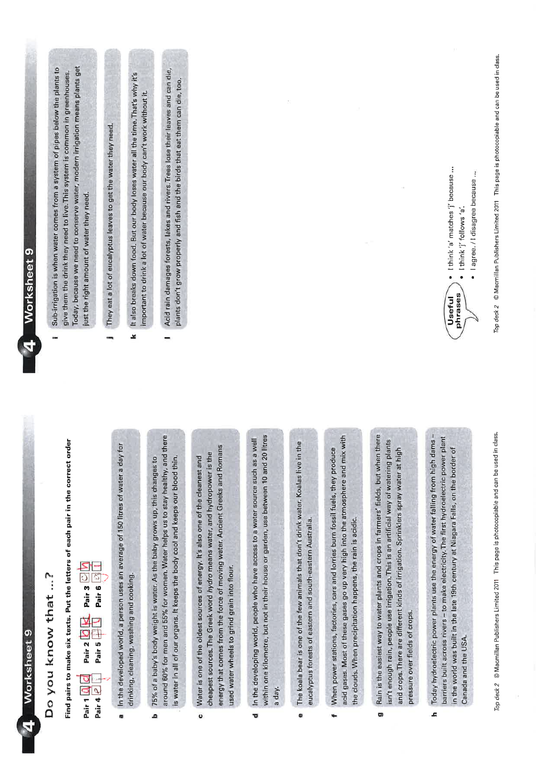# 4 Worksheet 9

## Do you know that ...?

**Find pairs to make six texts. Put the letters of each pair in the correct order**

Pair 1 a d  Pair 2 b k  Pair 3 c h
Pair 4 e j  Pair 5 f l  Pair 6 g i

**a** In the developed world, a person uses an average of 150 litres of water a day for drinking, cleaning, washing and cooking.

**b** 75% of a baby's body weight is water. As the baby grows up, this changes to around 60% for men and 55% for women. Water helps us to stay healthy, and there is water in all of our organs. It keeps the body cool and keeps our blood thin.

**c** Water is one of the oldest sources of energy. It's also one of the cleanest and cheapest sources. The Greek word *hydro* means water, and hydropower is the energy that comes from the force of moving water. Ancient Greeks and Romans used water wheels to grind grain into flour.

**d** In the developing world, people who have access to a water source such as a well within one kilometre, but not in their house or garden, use between 10 and 20 litres a day.

**e** The koala bear is one of the few animals that don't drink water. Koalas live in the eucalyptus forests of eastern and south-eastern Australia.

**f** When power stations, factories, cars and lorries burn fossil fuels, they produce acid gases. Most of these gases go up very high into the atmosphere and mix with the clouds. When precipitation happens, the rain is acidic.

**g** Rain is the easiest way to water plants and crops in farmers' fields, but when there isn't enough rain, people use irrigation. This is an artificial way of watering plants and crops. There are different kinds of irrigation. Sprinklers spray water at high pressure over fields of crops.

**h** Today hydroelectric power plants use the energy of water falling from high dams – barriers built across rivers – to make electricity. The first hydroelectric power plant in the world was built in the late 19th century at Niagara Falls, on the border of Canada and the USA.

*Top deck 2* © Macmillan Publishers Limited 2011 This page is photocopiable and can be used in class.

# 4 Worksheet 9

**i** Sub-irrigation is when water comes from a system of pipes below the plants to give them the drink they need to live. This system is common in greenhouses. Today, because we need to conserve water, modern irrigation means plants get just the right amount of water they need.

**j** They eat a lot of eucalyptus leaves to get the water they need.

**k** It also breaks down food. But our body loses water all the time. That's why it's important to drink a lot of water because our body can't work without it.

**l** Acid rain damages forests, lakes and rivers. Trees lose their leaves and can die, plants don't grow properly and fish and the birds that eat them can die, too.

**Useful phrases**

- I think 'a' matches 'j' because ...
- I think 'j' follows 'a'.
- I agree. / I disagree because ...

*Top deck 2* © Macmillan Publishers Limited 2011 This page is photocopiable and can be used in class.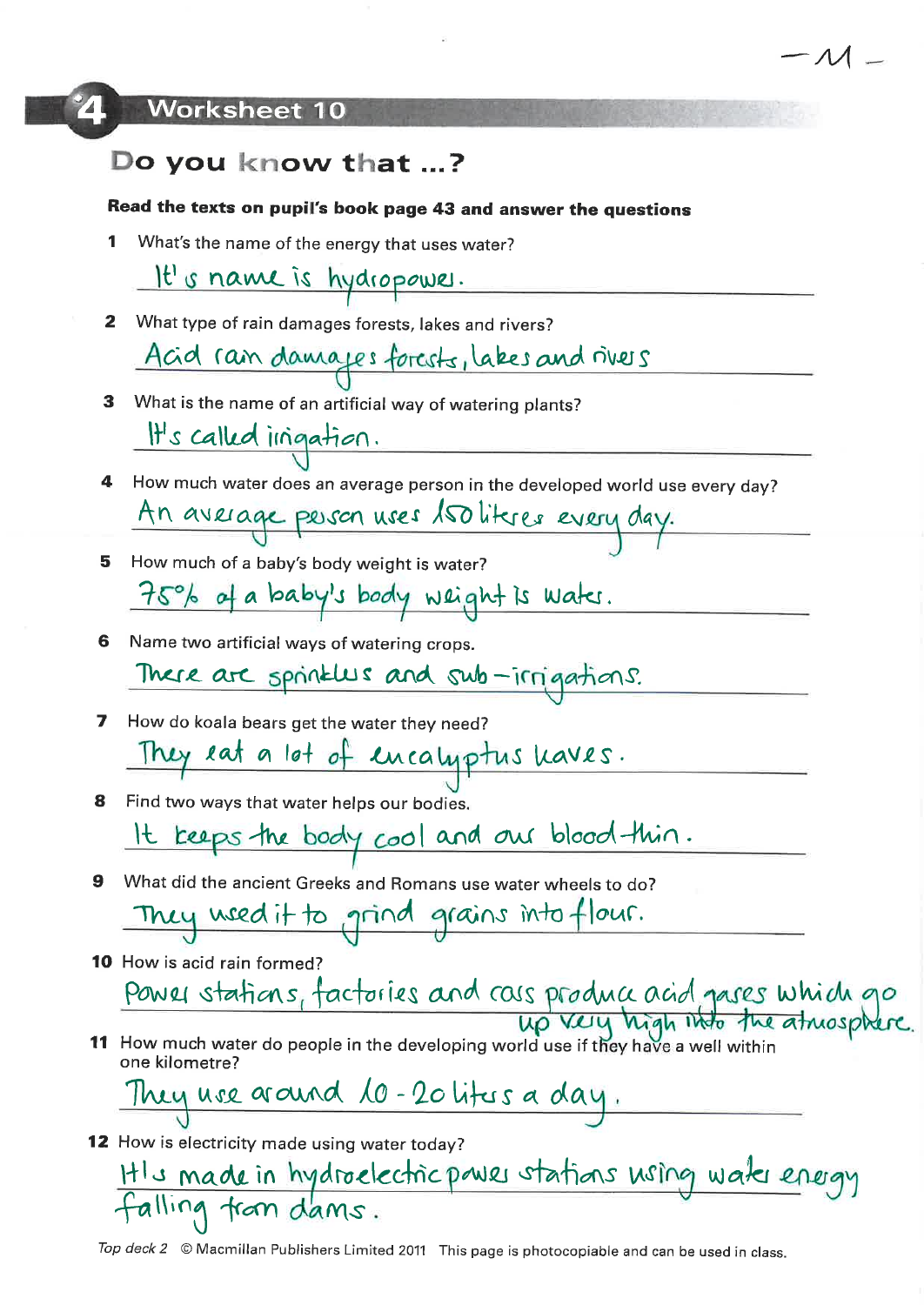—M—

# 4 Worksheet 10

## Do you know that ...?

**Read the texts on pupil's book page 43 and answer the questions**

1. What's the name of the energy that uses water?

   It's name is hydropower.

2. What type of rain damages forests, lakes and rivers?

   Acid rain damages forests, lakes and rivers

3. What is the name of an artificial way of watering plants?

   It's called irrigation.

4. How much water does an average person in the developed world use every day?

   An average person uses 150 litres every day.

5. How much of a baby's body weight is water?

   75% of a baby's body weight is water.

6. Name two artificial ways of watering crops.

   There are sprinklers and sub-irrigations.

7. How do koala bears get the water they need?

   They eat a lot of eucalyptus leaves.

8. Find two ways that water helps our bodies.

   It keeps the body cool and our blood thin.

9. What did the ancient Greeks and Romans use water wheels to do?

   They used it to grind grains into flour.

10. How is acid rain formed?

    Power stations, factories and cars produce acid gases which go up very high into the atmosphere.

11. How much water do people in the developing world use if they have a well within one kilometre?

    They use around 10-20 liters a day.

12. How is electricity made using water today?

    It's made in hydroelectric power stations using water energy falling from dams.

*Top deck 2* © Macmillan Publishers Limited 2011 This page is photocopiable and can be used in class.